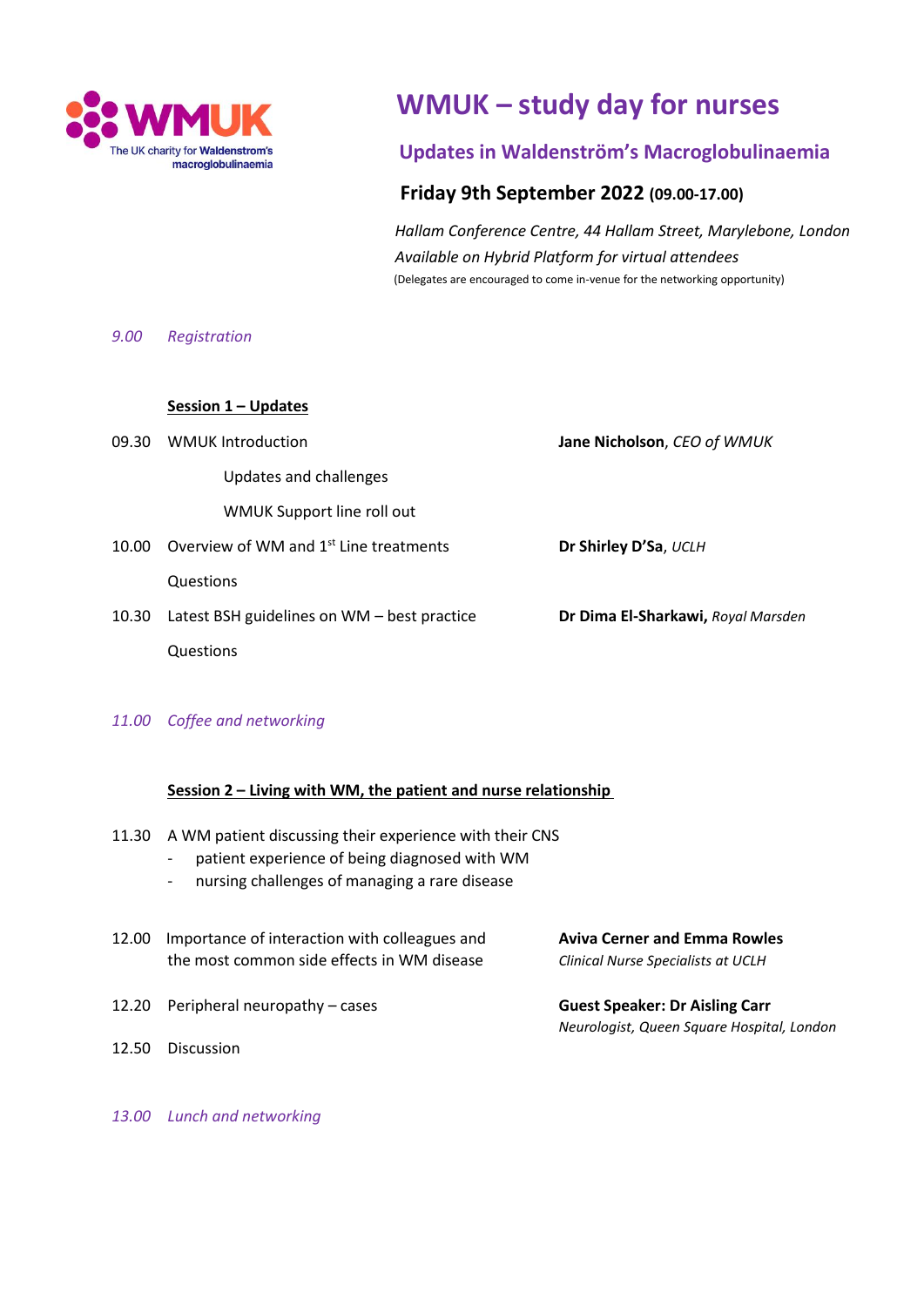WMUK
The UK charity for Waldenstrom's macroglobulinaemia

# WMUK – study day for nurses

## Updates in Waldenström's Macroglobulinaemia

**Friday 9th September 2022 (09.00-17.00)**

*Hallam Conference Centre, 44 Hallam Street, Marylebone, London*

*Available on Hybrid Platform for virtual attendees*

(Delegates are encouraged to come in-venue for the networking opportunity)

*9.00 Registration*

### Session 1 – Updates

09.30 WMUK Introduction — **Jane Nicholson**, *CEO of WMUK*

- Updates and challenges
- WMUK Support line roll out

10.00 Overview of WM and 1st Line treatments — **Dr Shirley D'Sa**, *UCLH*

Questions

10.30 Latest BSH guidelines on WM – best practice — **Dr Dima El-Sharkawi,** *Royal Marsden*

Questions

*11.00 Coffee and networking*

### Session 2 – Living with WM, the patient and nurse relationship

11.30 A WM patient discussing their experience with their CNS

- patient experience of being diagnosed with WM
- nursing challenges of managing a rare disease

12.00 Importance of interaction with colleagues and the most common side effects in WM disease — **Aviva Cerner and Emma Rowles**, *Clinical Nurse Specialists at UCLH*

12.20 Peripheral neuropathy – cases — **Guest Speaker: Dr Aisling Carr**, *Neurologist, Queen Square Hospital, London*

12.50 Discussion

*13.00 Lunch and networking*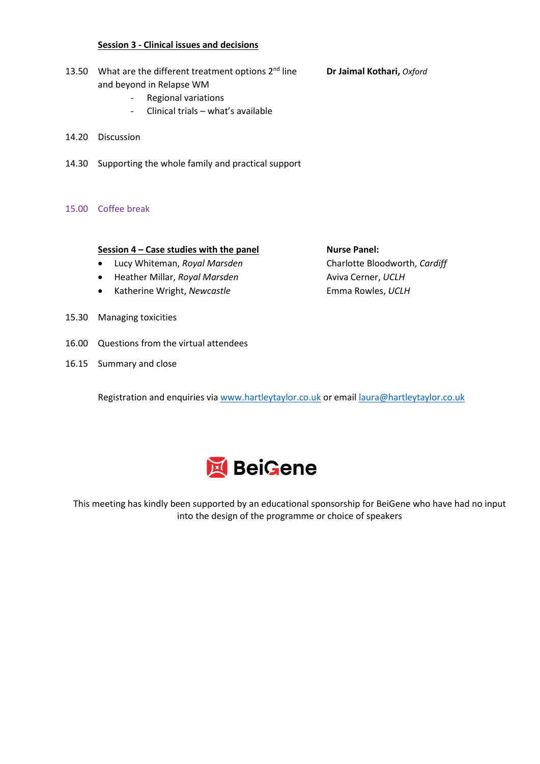**Session 3 - Clinical issues and decisions**

13.50 What are the different treatment options 2nd line and beyond in Relapse WM — **Dr Jaimal Kothari,** *Oxford*

- Regional variations
- Clinical trials – what's available

14.20 Discussion

14.30 Supporting the whole family and practical support

15.00 Coffee break

**Session 4 – Case studies with the panel**

- Lucy Whiteman, *Royal Marsden*
- Heather Millar, *Royal Marsden*
- Katherine Wright, *Newcastle*

**Nurse Panel:**

Charlotte Bloodworth, *Cardiff*
Aviva Cerner, *UCLH*
Emma Rowles, *UCLH*

15.30 Managing toxicities

16.00 Questions from the virtual attendees

16.15 Summary and close

Registration and enquiries via www.hartleytaylor.co.uk or email laura@hartleytaylor.co.uk

BeiGene

This meeting has kindly been supported by an educational sponsorship for BeiGene who have had no input into the design of the programme or choice of speakers